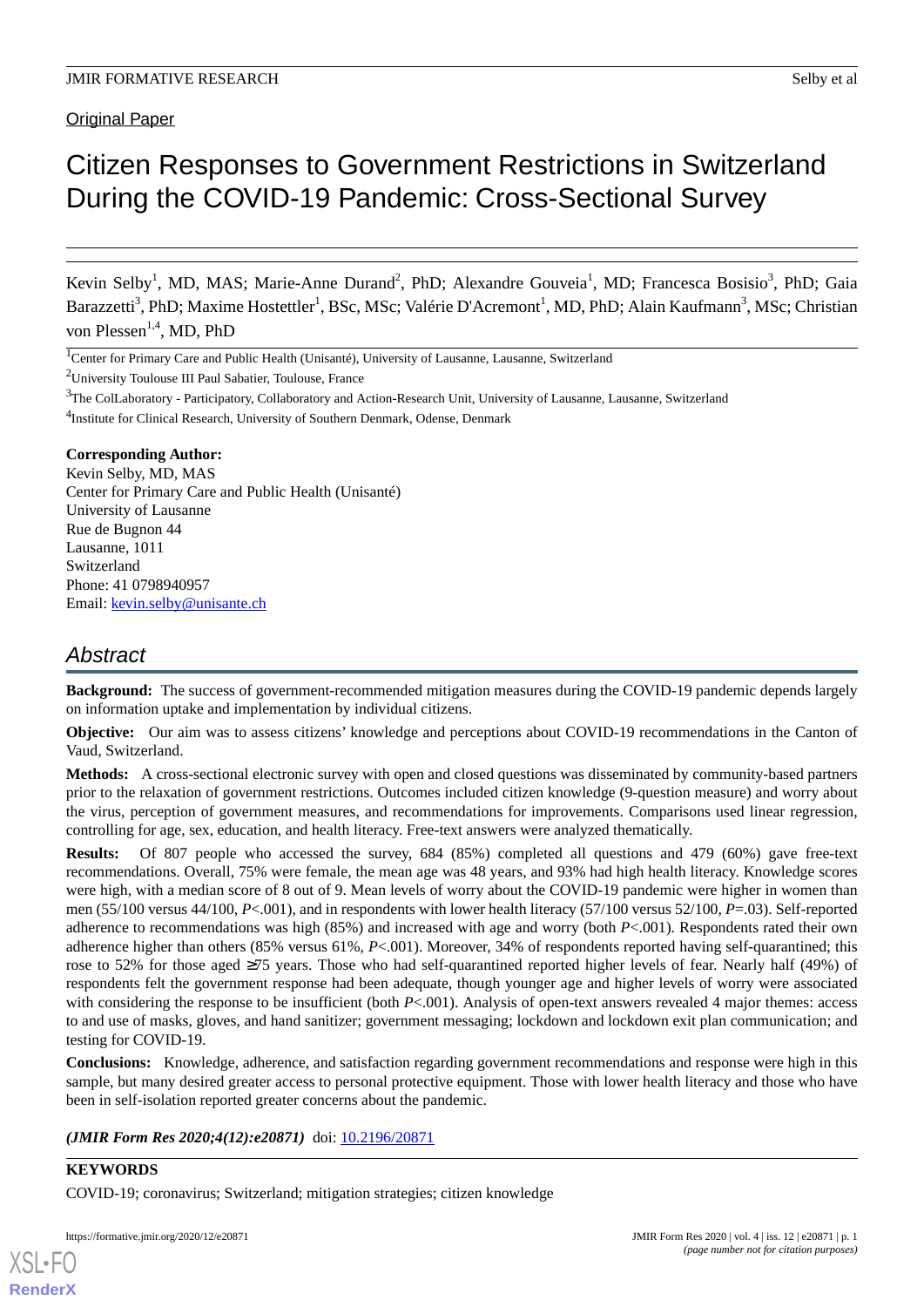Original Paper

# Citizen Responses to Government Restrictions in Switzerland During the COVID-19 Pandemic: Cross-Sectional Survey

Kevin Selby[1], MD, MAS; Marie-Anne Durand[2], PhD; Alexandre Gouveia[1], MD; Francesca Bosisio[3], PhD; Gaia Barazzetti[3], PhD; Maxime Hostettler[1], BSc, MSc; Valérie D'Acremont[1], MD, PhD; Alain Kaufmann[3], MSc; Christian von Plessen[1,4], MD, PhD

[1]Center for Primary Care and Public Health (Unisanté), University of Lausanne, Lausanne, Switzerland

[2]University Toulouse III Paul Sabatier, Toulouse, France

[3]The ColLaboratory - Participatory, Collaboratory and Action-Research Unit, University of Lausanne, Lausanne, Switzerland

[4]Institute for Clinical Research, University of Southern Denmark, Odense, Denmark

**Corresponding Author:**
Kevin Selby, MD, MAS
Center for Primary Care and Public Health (Unisanté)
University of Lausanne
Rue de Bugnon 44
Lausanne, 1011
Switzerland
Phone: 41 0798940957
Email: kevin.selby@unisante.ch

## Abstract

**Background:** The success of government-recommended mitigation measures during the COVID-19 pandemic depends largely on information uptake and implementation by individual citizens.

**Objective:** Our aim was to assess citizens' knowledge and perceptions about COVID-19 recommendations in the Canton of Vaud, Switzerland.

**Methods:** A cross-sectional electronic survey with open and closed questions was disseminated by community-based partners prior to the relaxation of government restrictions. Outcomes included citizen knowledge (9-question measure) and worry about the virus, perception of government measures, and recommendations for improvements. Comparisons used linear regression, controlling for age, sex, education, and health literacy. Free-text answers were analyzed thematically.

**Results:** Of 807 people who accessed the survey, 684 (85%) completed all questions and 479 (60%) gave free-text recommendations. Overall, 75% were female, the mean age was 48 years, and 93% had high health literacy. Knowledge scores were high, with a median score of 8 out of 9. Mean levels of worry about the COVID-19 pandemic were higher in women than men (55/100 versus 44/100, *P*<.001), and in respondents with lower health literacy (57/100 versus 52/100, *P*=.03). Self-reported adherence to recommendations was high (85%) and increased with age and worry (both *P*<.001). Respondents rated their own adherence higher than others (85% versus 61%, *P*<.001). Moreover, 34% of respondents reported having self-quarantined; this rose to 52% for those aged ≥75 years. Those who had self-quarantined reported higher levels of fear. Nearly half (49%) of respondents felt the government response had been adequate, though younger age and higher levels of worry were associated with considering the response to be insufficient (both *P*<.001). Analysis of open-text answers revealed 4 major themes: access to and use of masks, gloves, and hand sanitizer; government messaging; lockdown and lockdown exit plan communication; and testing for COVID-19.

**Conclusions:** Knowledge, adherence, and satisfaction regarding government recommendations and response were high in this sample, but many desired greater access to personal protective equipment. Those with lower health literacy and those who have been in self-isolation reported greater concerns about the pandemic.

***(JMIR Form Res 2020;4(12):e20871)*** doi: 10.2196/20871

**KEYWORDS**

COVID-19; coronavirus; Switzerland; mitigation strategies; citizen knowledge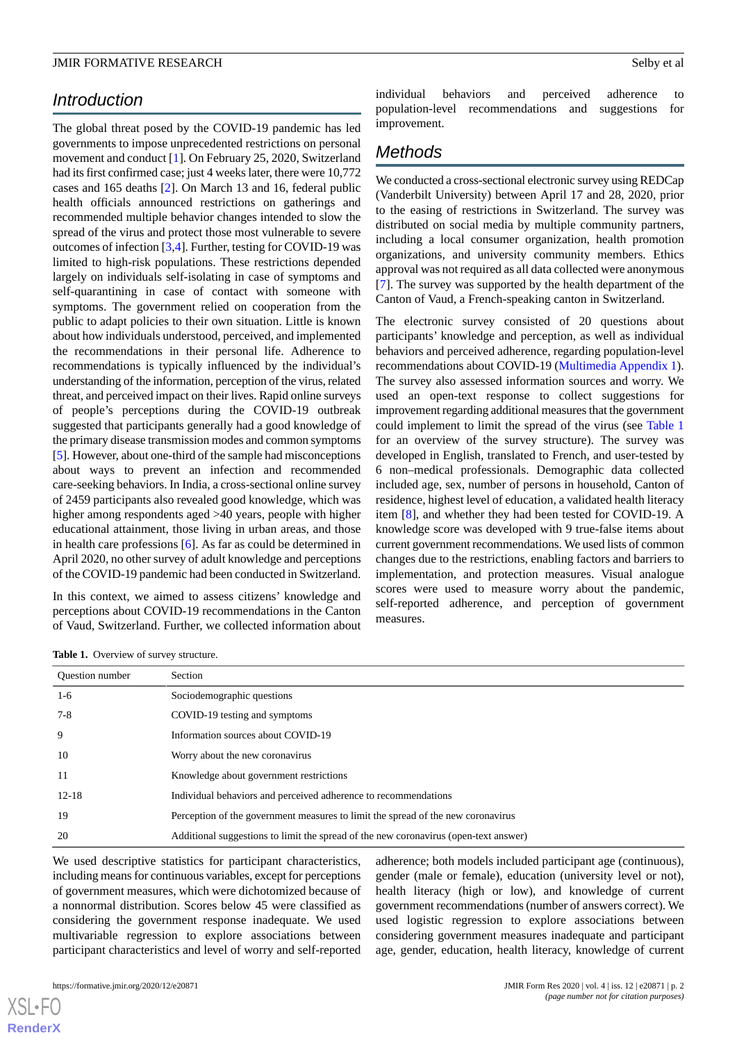## Introduction

The global threat posed by the COVID-19 pandemic has led governments to impose unprecedented restrictions on personal movement and conduct [1]. On February 25, 2020, Switzerland had its first confirmed case; just 4 weeks later, there were 10,772 cases and 165 deaths [2]. On March 13 and 16, federal public health officials announced restrictions on gatherings and recommended multiple behavior changes intended to slow the spread of the virus and protect those most vulnerable to severe outcomes of infection [3,4]. Further, testing for COVID-19 was limited to high-risk populations. These restrictions depended largely on individuals self-isolating in case of symptoms and self-quarantining in case of contact with someone with symptoms. The government relied on cooperation from the public to adapt policies to their own situation. Little is known about how individuals understood, perceived, and implemented the recommendations in their personal life. Adherence to recommendations is typically influenced by the individual's understanding of the information, perception of the virus, related threat, and perceived impact on their lives. Rapid online surveys of people's perceptions during the COVID-19 outbreak suggested that participants generally had a good knowledge of the primary disease transmission modes and common symptoms [5]. However, about one-third of the sample had misconceptions about ways to prevent an infection and recommended care-seeking behaviors. In India, a cross-sectional online survey of 2459 participants also revealed good knowledge, which was higher among respondents aged >40 years, people with higher educational attainment, those living in urban areas, and those in health care professions [6]. As far as could be determined in April 2020, no other survey of adult knowledge and perceptions of the COVID-19 pandemic had been conducted in Switzerland.

In this context, we aimed to assess citizens' knowledge and perceptions about COVID-19 recommendations in the Canton of Vaud, Switzerland. Further, we collected information about individual behaviors and perceived adherence to population-level recommendations and suggestions for improvement.

## Methods

We conducted a cross-sectional electronic survey using REDCap (Vanderbilt University) between April 17 and 28, 2020, prior to the easing of restrictions in Switzerland. The survey was distributed on social media by multiple community partners, including a local consumer organization, health promotion organizations, and university community members. Ethics approval was not required as all data collected were anonymous [7]. The survey was supported by the health department of the Canton of Vaud, a French-speaking canton in Switzerland.

The electronic survey consisted of 20 questions about participants' knowledge and perception, as well as individual behaviors and perceived adherence, regarding population-level recommendations about COVID-19 (Multimedia Appendix 1). The survey also assessed information sources and worry. We used an open-text response to collect suggestions for improvement regarding additional measures that the government could implement to limit the spread of the virus (see Table 1 for an overview of the survey structure). The survey was developed in English, translated to French, and user-tested by 6 non–medical professionals. Demographic data collected included age, sex, number of persons in household, Canton of residence, highest level of education, a validated health literacy item [8], and whether they had been tested for COVID-19. A knowledge score was developed with 9 true-false items about current government recommendations. We used lists of common changes due to the restrictions, enabling factors and barriers to implementation, and protection measures. Visual analogue scores were used to measure worry about the pandemic, self-reported adherence, and perception of government measures.

**Table 1.** Overview of survey structure.

| Question number | Section |
|---|---|
| 1-6 | Sociodemographic questions |
| 7-8 | COVID-19 testing and symptoms |
| 9 | Information sources about COVID-19 |
| 10 | Worry about the new coronavirus |
| 11 | Knowledge about government restrictions |
| 12-18 | Individual behaviors and perceived adherence to recommendations |
| 19 | Perception of the government measures to limit the spread of the new coronavirus |
| 20 | Additional suggestions to limit the spread of the new coronavirus (open-text answer) |

We used descriptive statistics for participant characteristics, including means for continuous variables, except for perceptions of government measures, which were dichotomized because of a nonnormal distribution. Scores below 45 were classified as considering the government response inadequate. We used multivariable regression to explore associations between participant characteristics and level of worry and self-reported adherence; both models included participant age (continuous), gender (male or female), education (university level or not), health literacy (high or low), and knowledge of current government recommendations (number of answers correct). We used logistic regression to explore associations between considering government measures inadequate and participant age, gender, education, health literacy, knowledge of current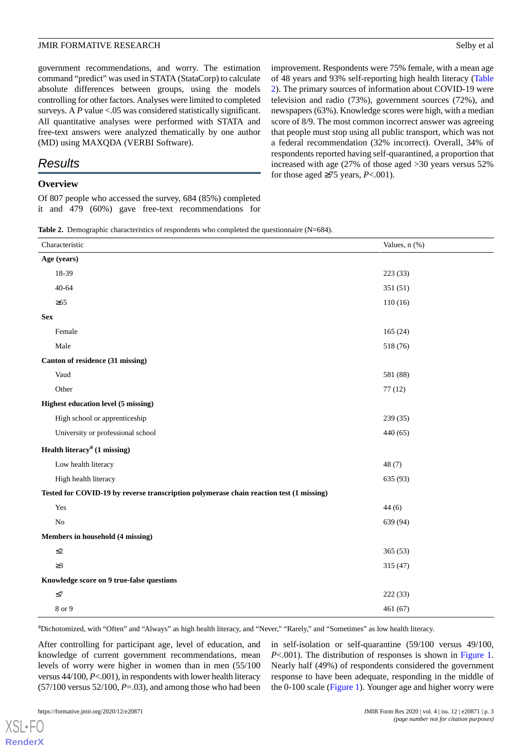government recommendations, and worry. The estimation command "predict" was used in STATA (StataCorp) to calculate absolute differences between groups, using the models controlling for other factors. Analyses were limited to completed surveys. A *P* value <.05 was considered statistically significant. All quantitative analyses were performed with STATA and free-text answers were analyzed thematically by one author (MD) using MAXQDA (VERBI Software).

## Results

### Overview

Of 807 people who accessed the survey, 684 (85%) completed it and 479 (60%) gave free-text recommendations for improvement. Respondents were 75% female, with a mean age of 48 years and 93% self-reporting high health literacy (Table 2). The primary sources of information about COVID-19 were television and radio (73%), government sources (72%), and newspapers (63%). Knowledge scores were high, with a median score of 8/9. The most common incorrect answer was agreeing that people must stop using all public transport, which was not a federal recommendation (32% incorrect). Overall, 34% of respondents reported having self-quarantined, a proportion that increased with age (27% of those aged >30 years versus 52% for those aged ≥75 years, *P*<.001).

**Table 2.** Demographic characteristics of respondents who completed the questionnaire (N=684).

| Characteristic | Values, n (%) |
|---|---|
| **Age (years)** | |
| 18-39 | 223 (33) |
| 40-64 | 351 (51) |
| ≥65 | 110 (16) |
| **Sex** | |
| Female | 165 (24) |
| Male | 518 (76) |
| **Canton of residence (31 missing)** | |
| Vaud | 581 (88) |
| Other | 77 (12) |
| **Highest education level (5 missing)** | |
| High school or apprenticeship | 239 (35) |
| University or professional school | 440 (65) |
| **Health literacy[a] (1 missing)** | |
| Low health literacy | 48 (7) |
| High health literacy | 635 (93) |
| **Tested for COVID-19 by reverse transcription polymerase chain reaction test (1 missing)** | |
| Yes | 44 (6) |
| No | 639 (94) |
| **Members in household (4 missing)** | |
| ≤2 | 365 (53) |
| ≥3 | 315 (47) |
| **Knowledge score on 9 true-false questions** | |
| ≤7 | 222 (33) |
| 8 or 9 | 461 (67) |

[a]Dichotomized, with "Often" and "Always" as high health literacy, and "Never," "Rarely," and "Sometimes" as low health literacy.

After controlling for participant age, level of education, and knowledge of current government recommendations, mean levels of worry were higher in women than in men (55/100 versus 44/100, *P*<.001), in respondents with lower health literacy (57/100 versus 52/100, *P*=.03), and among those who had been in self-isolation or self-quarantine (59/100 versus 49/100, *P*<.001). The distribution of responses is shown in Figure 1. Nearly half (49%) of respondents considered the government response to have been adequate, responding in the middle of the 0-100 scale (Figure 1). Younger age and higher worry were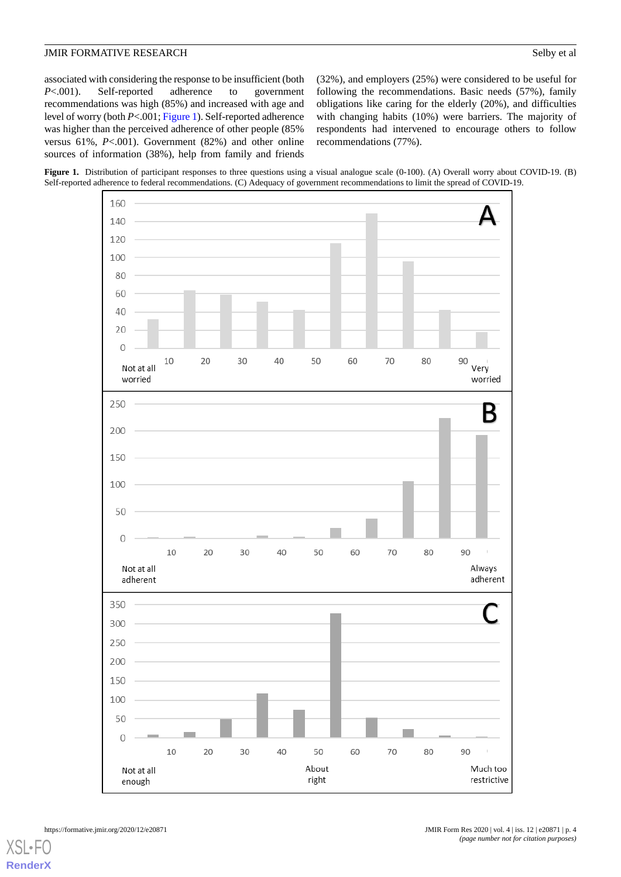associated with considering the response to be insufficient (both *P*<.001). Self-reported adherence to government recommendations was high (85%) and increased with age and level of worry (both *P*<.001; Figure 1). Self-reported adherence was higher than the perceived adherence of other people (85% versus 61%, *P*<.001). Government (82%) and other online sources of information (38%), help from family and friends (32%), and employers (25%) were considered to be useful for following the recommendations. Basic needs (57%), family obligations like caring for the elderly (20%), and difficulties with changing habits (10%) were barriers. The majority of respondents had intervened to encourage others to follow recommendations (77%).

**Figure 1.** Distribution of participant responses to three questions using a visual analogue scale (0-100). (A) Overall worry about COVID-19. (B) Self-reported adherence to federal recommendations. (C) Adequacy of government recommendations to limit the spread of COVID-19.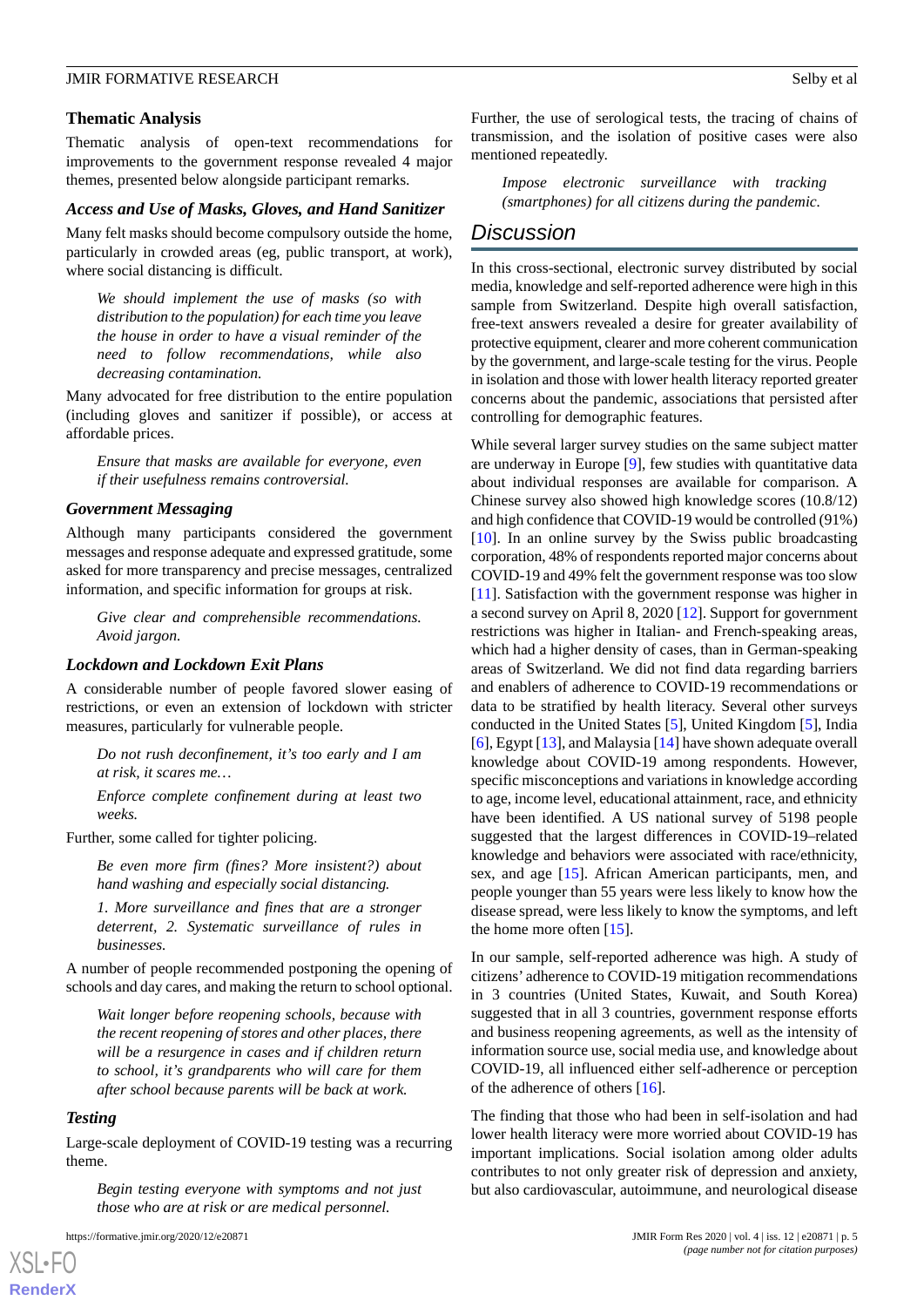### Thematic Analysis

Thematic analysis of open-text recommendations for improvements to the government response revealed 4 major themes, presented below alongside participant remarks.

#### *Access and Use of Masks, Gloves, and Hand Sanitizer*

Many felt masks should become compulsory outside the home, particularly in crowded areas (eg, public transport, at work), where social distancing is difficult.

> *We should implement the use of masks (so with distribution to the population) for each time you leave the house in order to have a visual reminder of the need to follow recommendations, while also decreasing contamination.*

Many advocated for free distribution to the entire population (including gloves and sanitizer if possible), or access at affordable prices.

> *Ensure that masks are available for everyone, even if their usefulness remains controversial.*

#### *Government Messaging*

Although many participants considered the government messages and response adequate and expressed gratitude, some asked for more transparency and precise messages, centralized information, and specific information for groups at risk.

> *Give clear and comprehensible recommendations. Avoid jargon.*

#### *Lockdown and Lockdown Exit Plans*

A considerable number of people favored slower easing of restrictions, or even an extension of lockdown with stricter measures, particularly for vulnerable people.

> *Do not rush deconfinement, it's too early and I am at risk, it scares me…*

> *Enforce complete confinement during at least two weeks.*

Further, some called for tighter policing.

> *Be even more firm (fines? More insistent?) about hand washing and especially social distancing.*

> *1. More surveillance and fines that are a stronger deterrent, 2. Systematic surveillance of rules in businesses.*

A number of people recommended postponing the opening of schools and day cares, and making the return to school optional.

> *Wait longer before reopening schools, because with the recent reopening of stores and other places, there will be a resurgence in cases and if children return to school, it's grandparents who will care for them after school because parents will be back at work.*

#### *Testing*

Large-scale deployment of COVID-19 testing was a recurring theme.

> *Begin testing everyone with symptoms and not just those who are at risk or are medical personnel.*

Further, the use of serological tests, the tracing of chains of transmission, and the isolation of positive cases were also mentioned repeatedly.

> *Impose electronic surveillance with tracking (smartphones) for all citizens during the pandemic.*

## Discussion

In this cross-sectional, electronic survey distributed by social media, knowledge and self-reported adherence were high in this sample from Switzerland. Despite high overall satisfaction, free-text answers revealed a desire for greater availability of protective equipment, clearer and more coherent communication by the government, and large-scale testing for the virus. People in isolation and those with lower health literacy reported greater concerns about the pandemic, associations that persisted after controlling for demographic features.

While several larger survey studies on the same subject matter are underway in Europe [9], few studies with quantitative data about individual responses are available for comparison. A Chinese survey also showed high knowledge scores (10.8/12) and high confidence that COVID-19 would be controlled (91%) [10]. In an online survey by the Swiss public broadcasting corporation, 48% of respondents reported major concerns about COVID-19 and 49% felt the government response was too slow [11]. Satisfaction with the government response was higher in a second survey on April 8, 2020 [12]. Support for government restrictions was higher in Italian- and French-speaking areas, which had a higher density of cases, than in German-speaking areas of Switzerland. We did not find data regarding barriers and enablers of adherence to COVID-19 recommendations or data to be stratified by health literacy. Several other surveys conducted in the United States [5], United Kingdom [5], India [6], Egypt [13], and Malaysia [14] have shown adequate overall knowledge about COVID-19 among respondents. However, specific misconceptions and variations in knowledge according to age, income level, educational attainment, race, and ethnicity have been identified. A US national survey of 5198 people suggested that the largest differences in COVID-19–related knowledge and behaviors were associated with race/ethnicity, sex, and age [15]. African American participants, men, and people younger than 55 years were less likely to know how the disease spread, were less likely to know the symptoms, and left the home more often [15].

In our sample, self-reported adherence was high. A study of citizens' adherence to COVID-19 mitigation recommendations in 3 countries (United States, Kuwait, and South Korea) suggested that in all 3 countries, government response efforts and business reopening agreements, as well as the intensity of information source use, social media use, and knowledge about COVID-19, all influenced either self-adherence or perception of the adherence of others [16].

The finding that those who had been in self-isolation and had lower health literacy were more worried about COVID-19 has important implications. Social isolation among older adults contributes to not only greater risk of depression and anxiety, but also cardiovascular, autoimmune, and neurological disease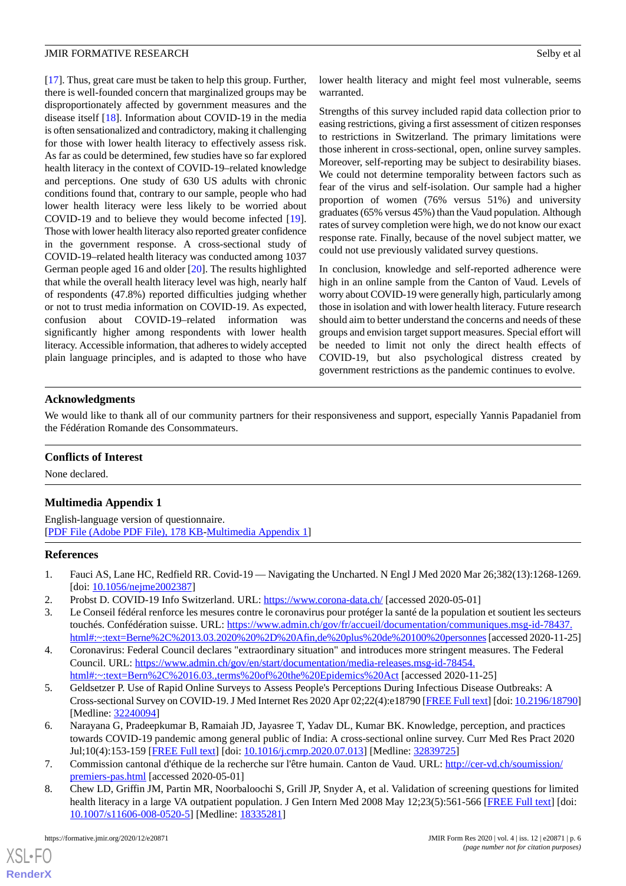[17]. Thus, great care must be taken to help this group. Further, there is well-founded concern that marginalized groups may be disproportionately affected by government measures and the disease itself [18]. Information about COVID-19 in the media is often sensationalized and contradictory, making it challenging for those with lower health literacy to effectively assess risk. As far as could be determined, few studies have so far explored health literacy in the context of COVID-19–related knowledge and perceptions. One study of 630 US adults with chronic conditions found that, contrary to our sample, people who had lower health literacy were less likely to be worried about COVID-19 and to believe they would become infected [19]. Those with lower health literacy also reported greater confidence in the government response. A cross-sectional study of COVID-19–related health literacy was conducted among 1037 German people aged 16 and older [20]. The results highlighted that while the overall health literacy level was high, nearly half of respondents (47.8%) reported difficulties judging whether or not to trust media information on COVID-19. As expected, confusion about COVID-19–related information was significantly higher among respondents with lower health literacy. Accessible information, that adheres to widely accepted plain language principles, and is adapted to those who have lower health literacy and might feel most vulnerable, seems warranted.

Strengths of this survey included rapid data collection prior to easing restrictions, giving a first assessment of citizen responses to restrictions in Switzerland. The primary limitations were those inherent in cross-sectional, open, online survey samples. Moreover, self-reporting may be subject to desirability biases. We could not determine temporality between factors such as fear of the virus and self-isolation. Our sample had a higher proportion of women (76% versus 51%) and university graduates (65% versus 45%) than the Vaud population. Although rates of survey completion were high, we do not know our exact response rate. Finally, because of the novel subject matter, we could not use previously validated survey questions.

In conclusion, knowledge and self-reported adherence were high in an online sample from the Canton of Vaud. Levels of worry about COVID-19 were generally high, particularly among those in isolation and with lower health literacy. Future research should aim to better understand the concerns and needs of these groups and envision target support measures. Special effort will be needed to limit not only the direct health effects of COVID-19, but also psychological distress created by government restrictions as the pandemic continues to evolve.

## Acknowledgments

We would like to thank all of our community partners for their responsiveness and support, especially Yannis Papadaniel from the Fédération Romande des Consommateurs.

## Conflicts of Interest

None declared.

## Multimedia Appendix 1

English-language version of questionnaire.
[PDF File (Adobe PDF File), 178 KB-Multimedia Appendix 1]

## References

1. Fauci AS, Lane HC, Redfield RR. Covid-19 — Navigating the Uncharted. N Engl J Med 2020 Mar 26;382(13):1268-1269. [doi: 10.1056/nejme2002387]
2. Probst D. COVID-19 Info Switzerland. URL: https://www.corona-data.ch/ [accessed 2020-05-01]
3. Le Conseil fédéral renforce les mesures contre le coronavirus pour protéger la santé de la population et soutient les secteurs touchés. Confédération suisse. URL: https://www.admin.ch/gov/fr/accueil/documentation/communiques.msg-id-78437.html#:~:text=Berne%2C%2013.03.2020%20%2D%20Afin,de%20plus%20de%20100%20personnes [accessed 2020-11-25]
4. Coronavirus: Federal Council declares "extraordinary situation" and introduces more stringent measures. The Federal Council. URL: https://www.admin.ch/gov/en/start/documentation/media-releases.msg-id-78454.html#:~:text=Bern%2C%2016.03.,terms%20of%20the%20Epidemics%20Act [accessed 2020-11-25]
5. Geldsetzer P. Use of Rapid Online Surveys to Assess People's Perceptions During Infectious Disease Outbreaks: A Cross-sectional Survey on COVID-19. J Med Internet Res 2020 Apr 02;22(4):e18790 [FREE Full text] [doi: 10.2196/18790] [Medline: 32240094]
6. Narayana G, Pradeepkumar B, Ramaiah JD, Jayasree T, Yadav DL, Kumar BK. Knowledge, perception, and practices towards COVID-19 pandemic among general public of India: A cross-sectional online survey. Curr Med Res Pract 2020 Jul;10(4):153-159 [FREE Full text] [doi: 10.1016/j.cmrp.2020.07.013] [Medline: 32839725]
7. Commission cantonal d'éthique de la recherche sur l'être humain. Canton de Vaud. URL: http://cer-vd.ch/soumission/premiers-pas.html [accessed 2020-05-01]
8. Chew LD, Griffin JM, Partin MR, Noorbaloochi S, Grill JP, Snyder A, et al. Validation of screening questions for limited health literacy in a large VA outpatient population. J Gen Intern Med 2008 May 12;23(5):561-566 [FREE Full text] [doi: 10.1007/s11606-008-0520-5] [Medline: 18335281]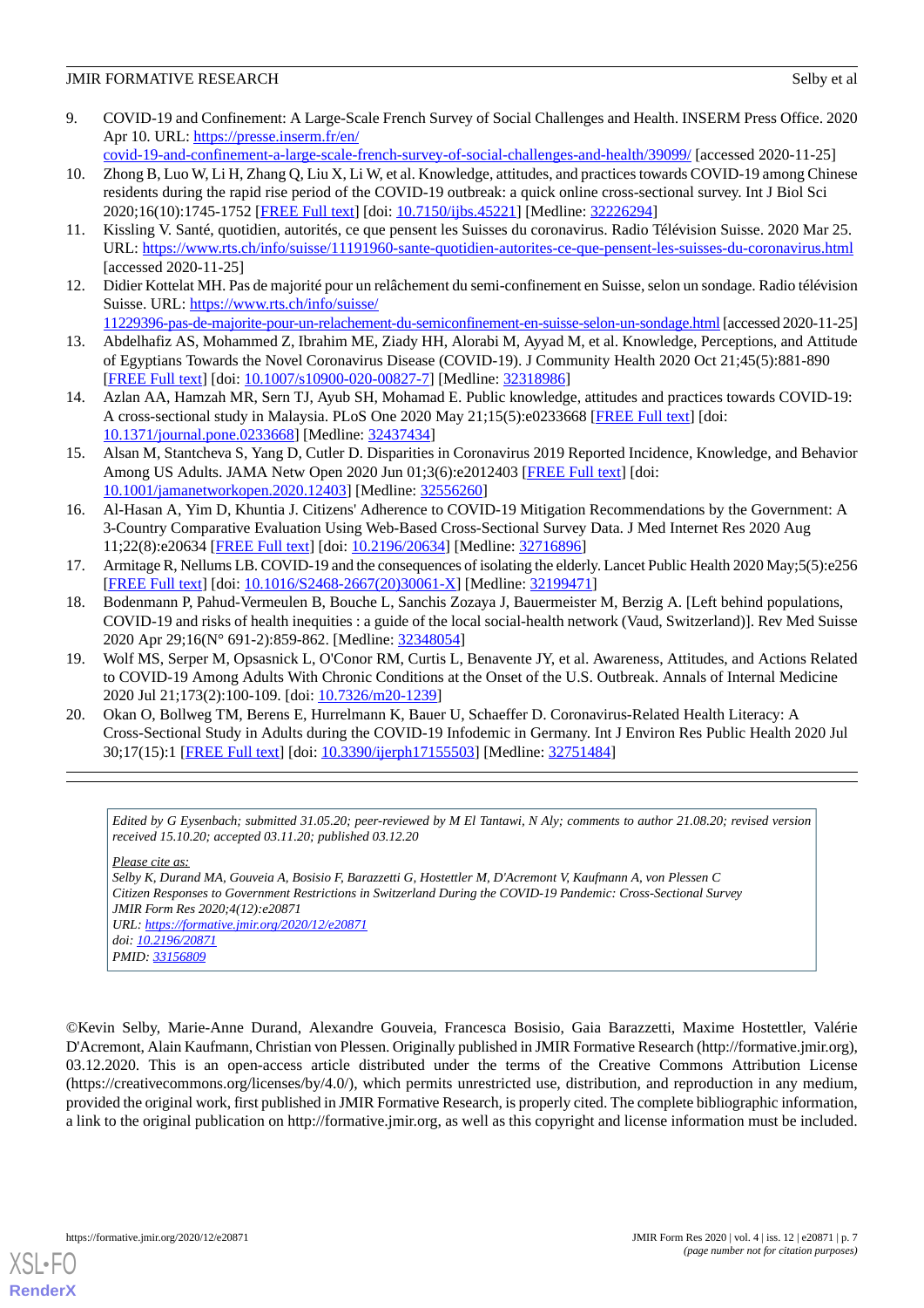9. COVID-19 and Confinement: A Large-Scale French Survey of Social Challenges and Health. INSERM Press Office. 2020 Apr 10. URL: https://presse.inserm.fr/en/covid-19-and-confinement-a-large-scale-french-survey-of-social-challenges-and-health/39099/ [accessed 2020-11-25]
10. Zhong B, Luo W, Li H, Zhang Q, Liu X, Li W, et al. Knowledge, attitudes, and practices towards COVID-19 among Chinese residents during the rapid rise period of the COVID-19 outbreak: a quick online cross-sectional survey. Int J Biol Sci 2020;16(10):1745-1752 [FREE Full text] [doi: 10.7150/ijbs.45221] [Medline: 32226294]
11. Kissling V. Santé, quotidien, autorités, ce que pensent les Suisses du coronavirus. Radio Télévision Suisse. 2020 Mar 25. URL: https://www.rts.ch/info/suisse/11191960-sante-quotidien-autorites-ce-que-pensent-les-suisses-du-coronavirus.html [accessed 2020-11-25]
12. Didier Kottelat MH. Pas de majorité pour un relâchement du semi-confinement en Suisse, selon un sondage. Radio télévision Suisse. URL: https://www.rts.ch/info/suisse/11229396-pas-de-majorite-pour-un-relachement-du-semiconfinement-en-suisse-selon-un-sondage.html [accessed 2020-11-25]
13. Abdelhafiz AS, Mohammed Z, Ibrahim ME, Ziady HH, Alorabi M, Ayyad M, et al. Knowledge, Perceptions, and Attitude of Egyptians Towards the Novel Coronavirus Disease (COVID-19). J Community Health 2020 Oct 21;45(5):881-890 [FREE Full text] [doi: 10.1007/s10900-020-00827-7] [Medline: 32318986]
14. Azlan AA, Hamzah MR, Sern TJ, Ayub SH, Mohamad E. Public knowledge, attitudes and practices towards COVID-19: A cross-sectional study in Malaysia. PLoS One 2020 May 21;15(5):e0233668 [FREE Full text] [doi: 10.1371/journal.pone.0233668] [Medline: 32437434]
15. Alsan M, Stantcheva S, Yang D, Cutler D. Disparities in Coronavirus 2019 Reported Incidence, Knowledge, and Behavior Among US Adults. JAMA Netw Open 2020 Jun 01;3(6):e2012403 [FREE Full text] [doi: 10.1001/jamanetworkopen.2020.12403] [Medline: 32556260]
16. Al-Hasan A, Yim D, Khuntia J. Citizens' Adherence to COVID-19 Mitigation Recommendations by the Government: A 3-Country Comparative Evaluation Using Web-Based Cross-Sectional Survey Data. J Med Internet Res 2020 Aug 11;22(8):e20634 [FREE Full text] [doi: 10.2196/20634] [Medline: 32716896]
17. Armitage R, Nellums LB. COVID-19 and the consequences of isolating the elderly. Lancet Public Health 2020 May;5(5):e256 [FREE Full text] [doi: 10.1016/S2468-2667(20)30061-X] [Medline: 32199471]
18. Bodenmann P, Pahud-Vermeulen B, Bouche L, Sanchis Zozaya J, Bauermeister M, Berzig A. [Left behind populations, COVID-19 and risks of health inequities : a guide of the local social-health network (Vaud, Switzerland)]. Rev Med Suisse 2020 Apr 29;16(N° 691-2):859-862. [Medline: 32348054]
19. Wolf MS, Serper M, Opsasnick L, O'Conor RM, Curtis L, Benavente JY, et al. Awareness, Attitudes, and Actions Related to COVID-19 Among Adults With Chronic Conditions at the Onset of the U.S. Outbreak. Annals of Internal Medicine 2020 Jul 21;173(2):100-109. [doi: 10.7326/m20-1239]
20. Okan O, Bollweg TM, Berens E, Hurrelmann K, Bauer U, Schaeffer D. Coronavirus-Related Health Literacy: A Cross-Sectional Study in Adults during the COVID-19 Infodemic in Germany. Int J Environ Res Public Health 2020 Jul 30;17(15):1 [FREE Full text] [doi: 10.3390/ijerph17155503] [Medline: 32751484]

*Edited by G Eysenbach; submitted 31.05.20; peer-reviewed by M El Tantawi, N Aly; comments to author 21.08.20; revised version received 15.10.20; accepted 03.11.20; published 03.12.20*

*Please cite as:*
*Selby K, Durand MA, Gouveia A, Bosisio F, Barazzetti G, Hostettler M, D'Acremont V, Kaufmann A, von Plessen C*
*Citizen Responses to Government Restrictions in Switzerland During the COVID-19 Pandemic: Cross-Sectional Survey*
*JMIR Form Res 2020;4(12):e20871*
*URL: https://formative.jmir.org/2020/12/e20871*
*doi: 10.2196/20871*
*PMID: 33156809*

©Kevin Selby, Marie-Anne Durand, Alexandre Gouveia, Francesca Bosisio, Gaia Barazzetti, Maxime Hostettler, Valérie D'Acremont, Alain Kaufmann, Christian von Plessen. Originally published in JMIR Formative Research (http://formative.jmir.org), 03.12.2020. This is an open-access article distributed under the terms of the Creative Commons Attribution License (https://creativecommons.org/licenses/by/4.0/), which permits unrestricted use, distribution, and reproduction in any medium, provided the original work, first published in JMIR Formative Research, is properly cited. The complete bibliographic information, a link to the original publication on http://formative.jmir.org, as well as this copyright and license information must be included.